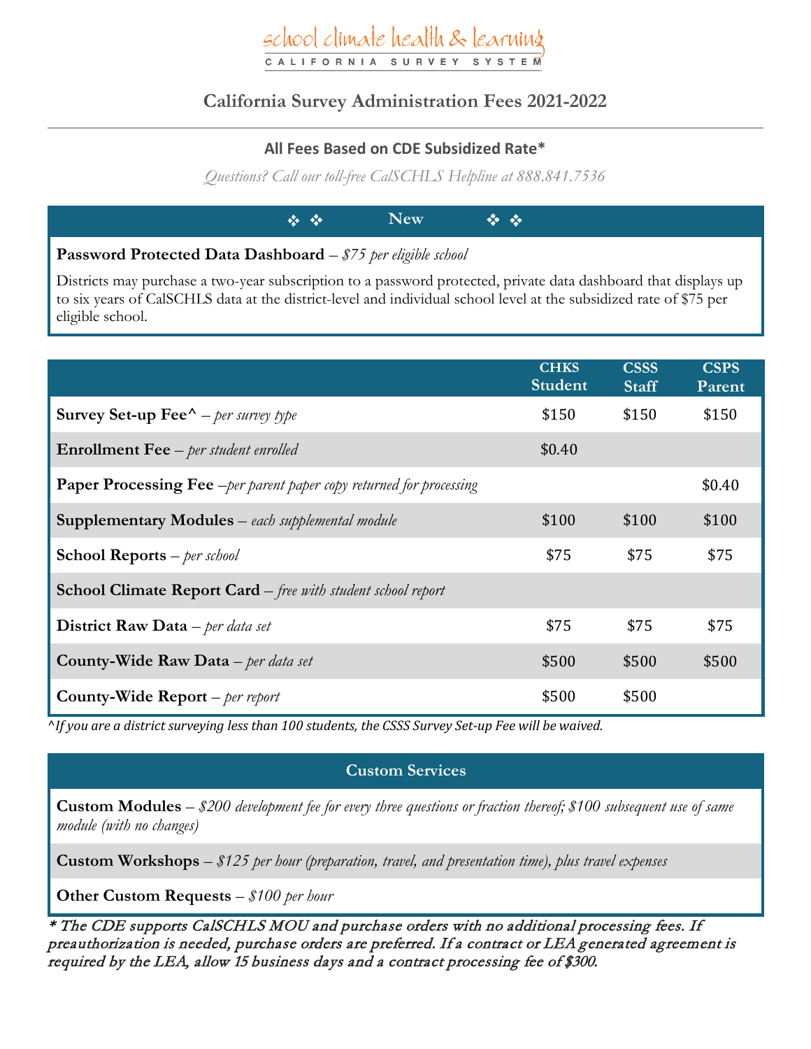school climate health & learning

CALIFORNIA SURVEY SYSTEM

# California Survey Administration Fees 2021-2022

## All Fees Based on CDE Subsidized Rate*

*Questions? Call our toll-free CalSCHLS Helpline at 888.841.7536*

### ❖ ❖ New ❖ ❖

**Password Protected Data Dashboard** – *$75 per eligible school*

Districts may purchase a two-year subscription to a password protected, private data dashboard that displays up to six years of CalSCHLS data at the district-level and individual school level at the subsidized rate of $75 per eligible school.

| | CHKS Student | CSSS Staff | CSPS Parent |
|---|---|---|---|
| **Survey Set-up Fee^** – *per survey type* | $150 | $150 | $150 |
| **Enrollment Fee** – *per student enrolled* | $0.40 | | |
| **Paper Processing Fee** –*per parent paper copy returned for processing* | | | $0.40 |
| **Supplementary Modules** – *each supplemental module* | $100 | $100 | $100 |
| **School Reports** – *per school* | $75 | $75 | $75 |
| **School Climate Report Card** – *free with student school report* | | | |
| **District Raw Data** – *per data set* | $75 | $75 | $75 |
| **County-Wide Raw Data** – *per data set* | $500 | $500 | $500 |
| **County-Wide Report** – *per report* | $500 | $500 | |

*^If you are a district surveying less than 100 students, the CSSS Survey Set-up Fee will be waived.*

### Custom Services

**Custom Modules** – *$200 development fee for every three questions or fraction thereof; $100 subsequent use of same module (with no changes)*

**Custom Workshops** – *$125 per hour (preparation, travel, and presentation time), plus travel expenses*

**Other Custom Requests** – *$100 per hour*

*** The CDE supports CalSCHLS MOU and purchase orders with no additional processing fees. If preauthorization is needed, purchase orders are preferred. If a contract or LEA generated agreement is required by the LEA, allow 15 business days and a contract processing fee of $300.**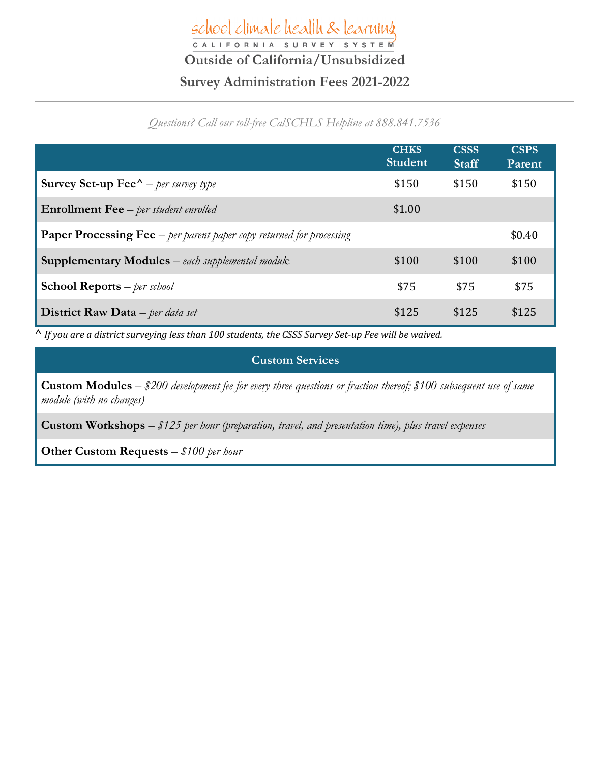school climate health & learning

CALIFORNIA SURVEY SYSTEM

## Outside of California/Unsubsidized

## Survey Administration Fees 2021-2022

*Questions? Call our toll-free CalSCHLS Helpline at 888.841.7536*

| | CHKS Student | CSSS Staff | CSPS Parent |
|---|---|---|---|
| **Survey Set-up Fee^** – *per survey type* | $150 | $150 | $150 |
| **Enrollment Fee** – *per student enrolled* | $1.00 | | |
| **Paper Processing Fee** – *per parent paper copy returned for processing* | | | $0.40 |
| **Supplementary Modules** – *each supplemental module* | $100 | $100 | $100 |
| **School Reports** – *per school* | $75 | $75 | $75 |
| **District Raw Data** – *per data set* | $125 | $125 | $125 |

^ *If you are a district surveying less than 100 students, the CSSS Survey Set-up Fee will be waived.*

| Custom Services |
|---|
| **Custom Modules** – *$200 development fee for every three questions or fraction thereof; $100 subsequent use of same module (with no changes)* |
| **Custom Workshops** – *$125 per hour (preparation, travel, and presentation time), plus travel expenses* |
| **Other Custom Requests** – *$100 per hour* |